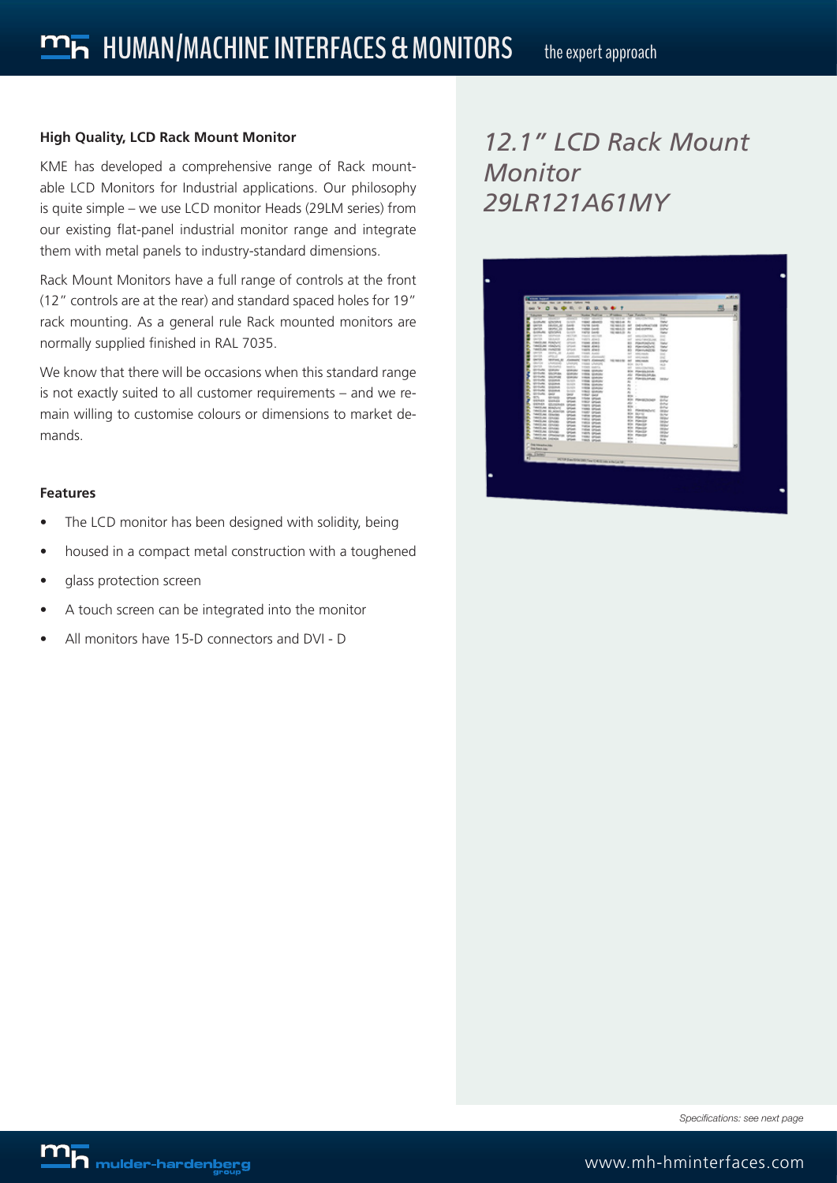# HUMAN/MACHINE INTERFACES & MONITORS

the expert approach

## 12.1" LCD Rack Mount Monitor 29LR121A61MY

### High Quality, LCD Rack Mount Monitor

KME has developed a comprehensive range of Rack mountable LCD Monitors for Industrial applications. Our philosophy is quite simple – we use LCD monitor Heads (29LM series) from our existing flat-panel industrial monitor range and integrate them with metal panels to industry-standard dimensions.

Rack Mount Monitors have a full range of controls at the front (12" controls are at the rear) and standard spaced holes for 19" rack mounting. As a general rule Rack mounted monitors are normally supplied finished in RAL 7035.

We know that there will be occasions when this standard range is not exactly suited to all customer requirements – and we remain willing to customise colours or dimensions to market demands.

### Features

- The LCD monitor has been designed with solidity, being
- housed in a compact metal construction with a toughened
- glass protection screen
- A touch screen can be integrated into the monitor
- All monitors have 15-D connectors and DVI - D

*Specifications: see next page*

www.mh-hminterfaces.com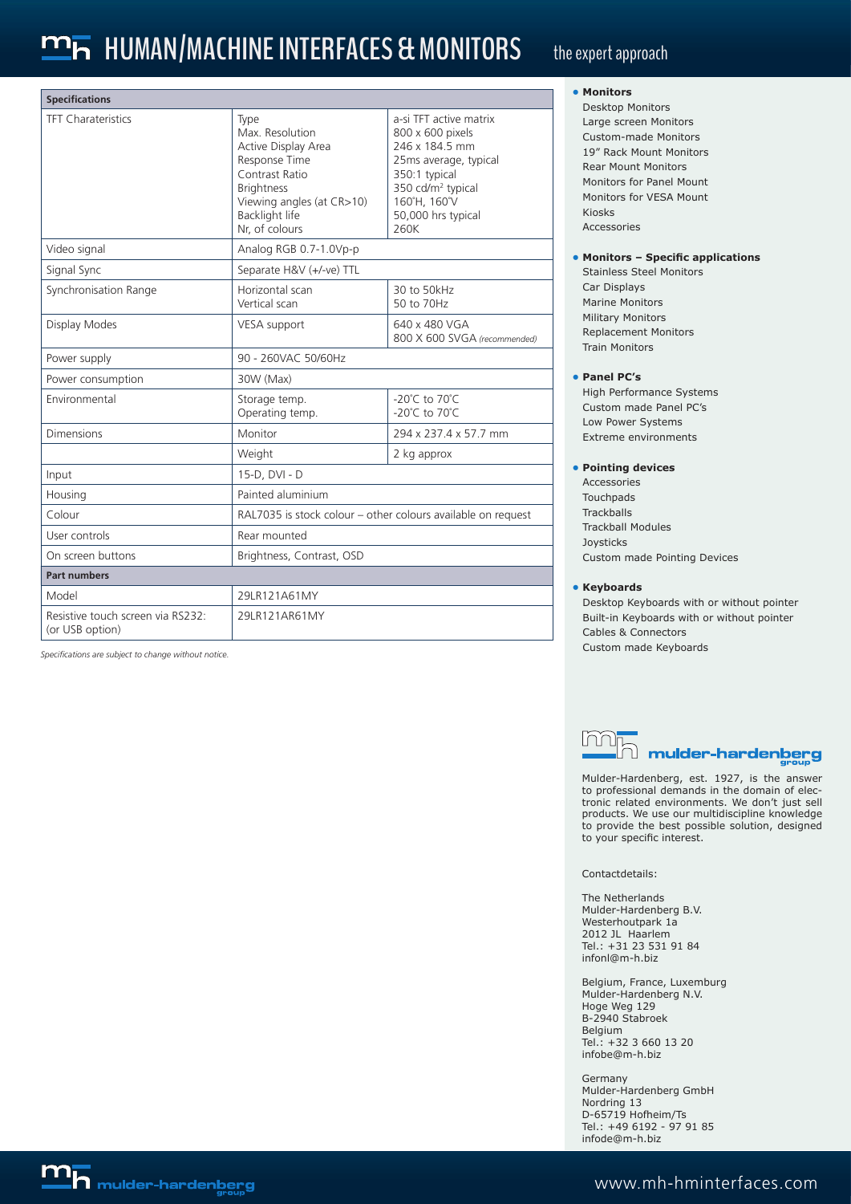# HUMAN/MACHINE INTERFACES & MONITORS

the expert approach

| Specifications | | |
|---|---|---|
| TFT Charateristics | Type<br>Max. Resolution<br>Active Display Area<br>Response Time<br>Contrast Ratio<br>Brightness<br>Viewing angles (at CR>10)<br>Backlight life<br>Nr, of colours | a-si TFT active matrix<br>800 x 600 pixels<br>246 x 184.5 mm<br>25ms average, typical<br>350:1 typical<br>350 cd/m² typical<br>160˚H, 160˚V<br>50,000 hrs typical<br>260K |
| Video signal | Analog RGB 0.7-1.0Vp-p | |
| Signal Sync | Separate H&V (+/-ve) TTL | |
| Synchronisation Range | Horizontal scan<br>Vertical scan | 30 to 50kHz<br>50 to 70Hz |
| Display Modes | VESA support | 640 x 480 VGA<br>800 X 600 SVGA *(recommended)* |
| Power supply | 90 - 260VAC 50/60Hz | |
| Power consumption | 30W (Max) | |
| Environmental | Storage temp.<br>Operating temp. | -20˚C to 70˚C<br>-20˚C to 70˚C |
| Dimensions | Monitor | 294 x 237.4 x 57.7 mm |
| | Weight | 2 kg approx |
| Input | 15-D, DVI - D | |
| Housing | Painted aluminium | |
| Colour | RAL7035 is stock colour – other colours available on request | |
| User controls | Rear mounted | |
| On screen buttons | Brightness, Contrast, OSD | |
| **Part numbers** | | |
| Model | 29LR121A61MY | |
| Resistive touch screen via RS232: (or USB option) | 29LR121AR61MY | |

*Specifications are subject to change without notice.*

- **Monitors**
  - Desktop Monitors
  - Large screen Monitors
  - Custom-made Monitors
  - 19" Rack Mount Monitors
  - Rear Mount Monitors
  - Monitors for Panel Mount
  - Monitors for VESA Mount
  - Kiosks
  - Accessories
- **Monitors – Specific applications**
  - Stainless Steel Monitors
  - Car Displays
  - Marine Monitors
  - Military Monitors
  - Replacement Monitors
  - Train Monitors
- **Panel PC's**
  - High Performance Systems
  - Custom made Panel PC's
  - Low Power Systems
  - Extreme environments
- **Pointing devices**
  - Accessories
  - Touchpads
  - Trackballs
  - Trackball Modules
  - Joysticks
  - Custom made Pointing Devices
- **Keyboards**
  - Desktop Keyboards with or without pointer
  - Built-in Keyboards with or without pointer
  - Cables & Connectors
  - Custom made Keyboards

mulder-hardenberg group

Mulder-Hardenberg, est. 1927, is the answer to professional demands in the domain of electronic related environments. We don't just sell products. We use our multidiscipline knowledge to provide the best possible solution, designed to your specific interest.

Contactdetails:

The Netherlands
Mulder-Hardenberg B.V.
Westerhoutpark 1a
2012 JL Haarlem
Tel.: +31 23 531 91 84
infonl@m-h.biz

Belgium, France, Luxemburg
Mulder-Hardenberg N.V.
Hoge Weg 129
B-2940 Stabroek
Belgium
Tel.: +32 3 660 13 20
infobe@m-h.biz

Germany
Mulder-Hardenberg GmbH
Nordring 13
D-65719 Hofheim/Ts
Tel.: +49 6192 - 97 91 85
infode@m-h.biz

mulder-hardenberg group

www.mh-hminterfaces.com